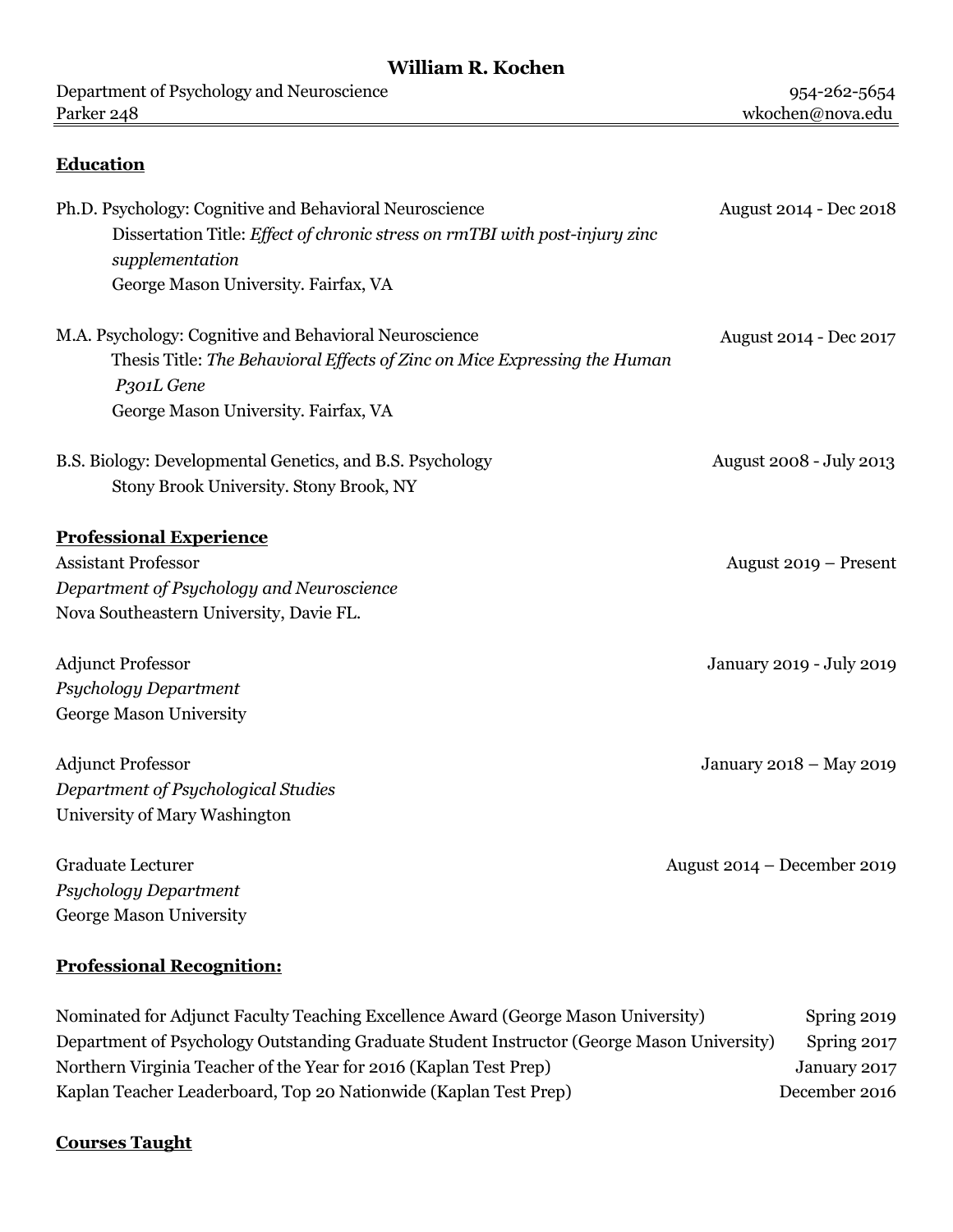# William R. Kochen

Department of Psychology and Neuroscience — 954-262-5654
Parker 248 — wkochen@nova.edu

## Education

Ph.D. Psychology: Cognitive and Behavioral Neuroscience — August 2014 - Dec 2018
Dissertation Title: *Effect of chronic stress on rmTBI with post-injury zinc supplementation*
George Mason University. Fairfax, VA

M.A. Psychology: Cognitive and Behavioral Neuroscience — August 2014 - Dec 2017
Thesis Title: *The Behavioral Effects of Zinc on Mice Expressing the Human P301L Gene*
George Mason University. Fairfax, VA

B.S. Biology: Developmental Genetics, and B.S. Psychology — August 2008 - July 2013
Stony Brook University. Stony Brook, NY

## Professional Experience

Assistant Professor — August 2019 – Present
*Department of Psychology and Neuroscience*
Nova Southeastern University, Davie FL.

Adjunct Professor — January 2019 - July 2019
*Psychology Department*
George Mason University

Adjunct Professor — January 2018 – May 2019
*Department of Psychological Studies*
University of Mary Washington

Graduate Lecturer — August 2014 – December 2019
*Psychology Department*
George Mason University

## Professional Recognition:

Nominated for Adjunct Faculty Teaching Excellence Award (George Mason University) — Spring 2019
Department of Psychology Outstanding Graduate Student Instructor (George Mason University) — Spring 2017
Northern Virginia Teacher of the Year for 2016 (Kaplan Test Prep) — January 2017
Kaplan Teacher Leaderboard, Top 20 Nationwide (Kaplan Test Prep) — December 2016

## Courses Taught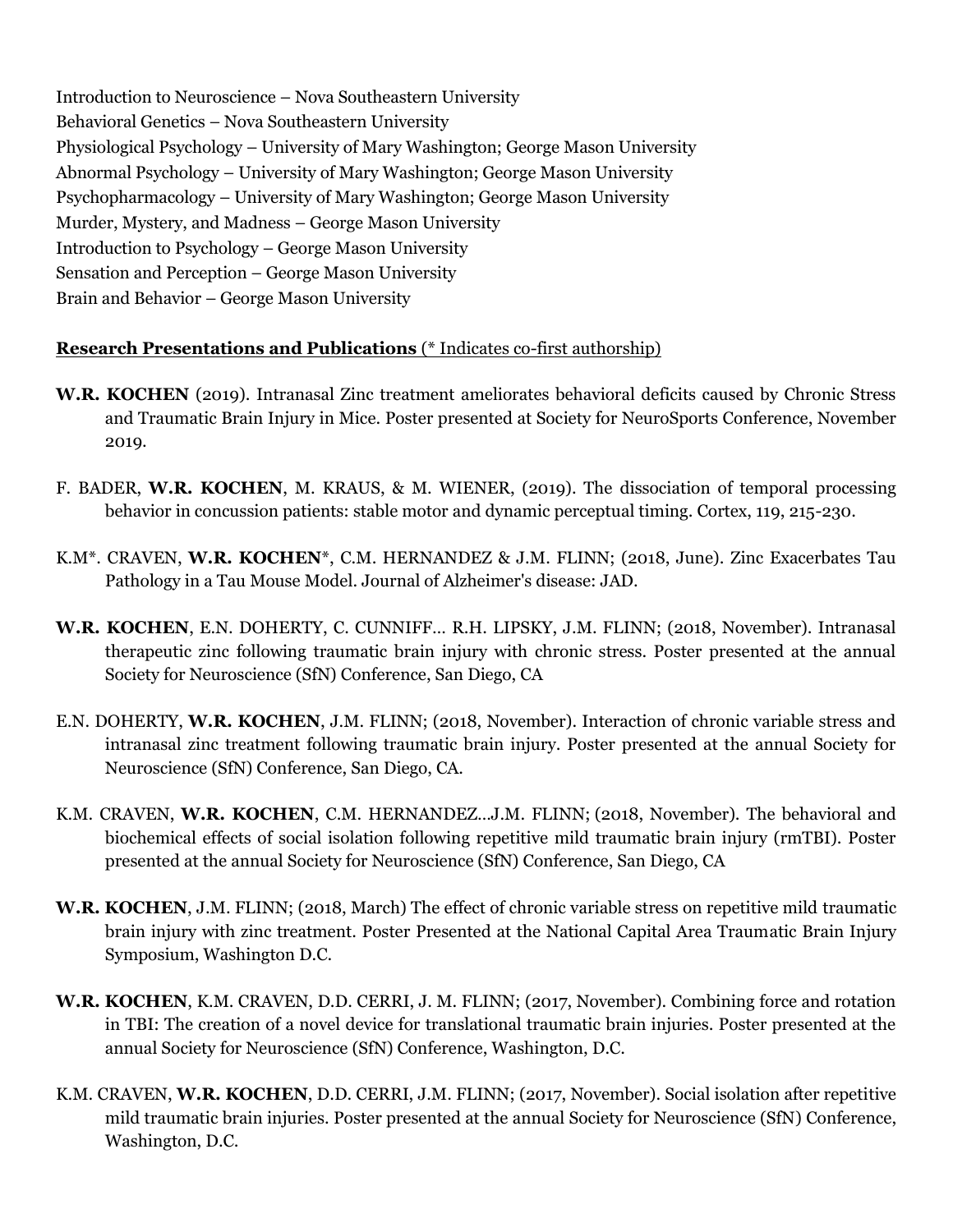Introduction to Neuroscience – Nova Southeastern University
Behavioral Genetics – Nova Southeastern University
Physiological Psychology – University of Mary Washington; George Mason University
Abnormal Psychology – University of Mary Washington; George Mason University
Psychopharmacology – University of Mary Washington; George Mason University
Murder, Mystery, and Madness – George Mason University
Introduction to Psychology – George Mason University
Sensation and Perception – George Mason University
Brain and Behavior – George Mason University

**Research Presentations and Publications** (* Indicates co-first authorship)

**W.R. KOCHEN** (2019). Intranasal Zinc treatment ameliorates behavioral deficits caused by Chronic Stress and Traumatic Brain Injury in Mice. Poster presented at Society for NeuroSports Conference, November 2019.

F. BADER, **W.R. KOCHEN**, M. KRAUS, & M. WIENER, (2019). The dissociation of temporal processing behavior in concussion patients: stable motor and dynamic perceptual timing. Cortex, 119, 215-230.

K.M*. CRAVEN, **W.R. KOCHEN***, C.M. HERNANDEZ & J.M. FLINN; (2018, June). Zinc Exacerbates Tau Pathology in a Tau Mouse Model. Journal of Alzheimer's disease: JAD.

**W.R. KOCHEN**, E.N. DOHERTY, C. CUNNIFF… R.H. LIPSKY, J.M. FLINN; (2018, November). Intranasal therapeutic zinc following traumatic brain injury with chronic stress. Poster presented at the annual Society for Neuroscience (SfN) Conference, San Diego, CA

E.N. DOHERTY, **W.R. KOCHEN**, J.M. FLINN; (2018, November). Interaction of chronic variable stress and intranasal zinc treatment following traumatic brain injury. Poster presented at the annual Society for Neuroscience (SfN) Conference, San Diego, CA.

K.M. CRAVEN, **W.R. KOCHEN**, C.M. HERNANDEZ…J.M. FLINN; (2018, November). The behavioral and biochemical effects of social isolation following repetitive mild traumatic brain injury (rmTBI). Poster presented at the annual Society for Neuroscience (SfN) Conference, San Diego, CA

**W.R. KOCHEN**, J.M. FLINN; (2018, March) The effect of chronic variable stress on repetitive mild traumatic brain injury with zinc treatment. Poster Presented at the National Capital Area Traumatic Brain Injury Symposium, Washington D.C.

**W.R. KOCHEN**, K.M. CRAVEN, D.D. CERRI, J. M. FLINN; (2017, November). Combining force and rotation in TBI: The creation of a novel device for translational traumatic brain injuries. Poster presented at the annual Society for Neuroscience (SfN) Conference, Washington, D.C.

K.M. CRAVEN, **W.R. KOCHEN**, D.D. CERRI, J.M. FLINN; (2017, November). Social isolation after repetitive mild traumatic brain injuries. Poster presented at the annual Society for Neuroscience (SfN) Conference, Washington, D.C.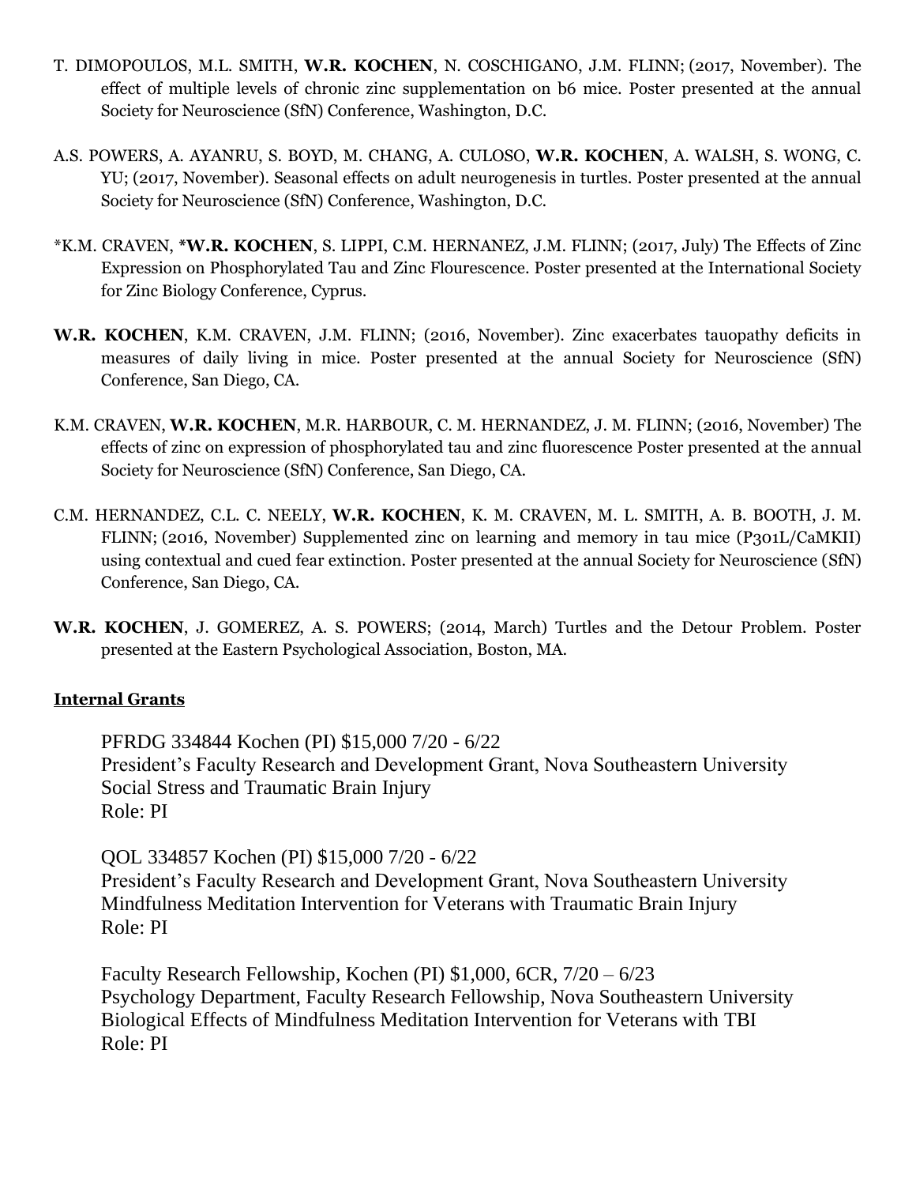T. DIMOPOULOS, M.L. SMITH, **W.R. KOCHEN**, N. COSCHIGANO, J.M. FLINN; (2017, November). The effect of multiple levels of chronic zinc supplementation on b6 mice. Poster presented at the annual Society for Neuroscience (SfN) Conference, Washington, D.C.

A.S. POWERS, A. AYANRU, S. BOYD, M. CHANG, A. CULOSO, **W.R. KOCHEN**, A. WALSH, S. WONG, C. YU; (2017, November). Seasonal effects on adult neurogenesis in turtles. Poster presented at the annual Society for Neuroscience (SfN) Conference, Washington, D.C.

*K.M. CRAVEN, ***W.R. KOCHEN**, S. LIPPI, C.M. HERNANEZ, J.M. FLINN; (2017, July) The Effects of Zinc Expression on Phosphorylated Tau and Zinc Flourescence. Poster presented at the International Society for Zinc Biology Conference, Cyprus.

**W.R. KOCHEN**, K.M. CRAVEN, J.M. FLINN; (2016, November). Zinc exacerbates tauopathy deficits in measures of daily living in mice. Poster presented at the annual Society for Neuroscience (SfN) Conference, San Diego, CA.

K.M. CRAVEN, **W.R. KOCHEN**, M.R. HARBOUR, C. M. HERNANDEZ, J. M. FLINN; (2016, November) The effects of zinc on expression of phosphorylated tau and zinc fluorescence Poster presented at the annual Society for Neuroscience (SfN) Conference, San Diego, CA.

C.M. HERNANDEZ, C.L. C. NEELY, **W.R. KOCHEN**, K. M. CRAVEN, M. L. SMITH, A. B. BOOTH, J. M. FLINN; (2016, November) Supplemented zinc on learning and memory in tau mice (P301L/CaMKII) using contextual and cued fear extinction. Poster presented at the annual Society for Neuroscience (SfN) Conference, San Diego, CA.

**W.R. KOCHEN**, J. GOMEREZ, A. S. POWERS; (2014, March) Turtles and the Detour Problem. Poster presented at the Eastern Psychological Association, Boston, MA.

**Internal Grants**

PFRDG 334844 Kochen (PI) $15,000 7/20 - 6/22
President's Faculty Research and Development Grant, Nova Southeastern University
Social Stress and Traumatic Brain Injury
Role: PI

QOL 334857 Kochen (PI) $15,000 7/20 - 6/22
President's Faculty Research and Development Grant, Nova Southeastern University
Mindfulness Meditation Intervention for Veterans with Traumatic Brain Injury
Role: PI

Faculty Research Fellowship, Kochen (PI) $1,000, 6CR, 7/20 – 6/23
Psychology Department, Faculty Research Fellowship, Nova Southeastern University
Biological Effects of Mindfulness Meditation Intervention for Veterans with TBI
Role: PI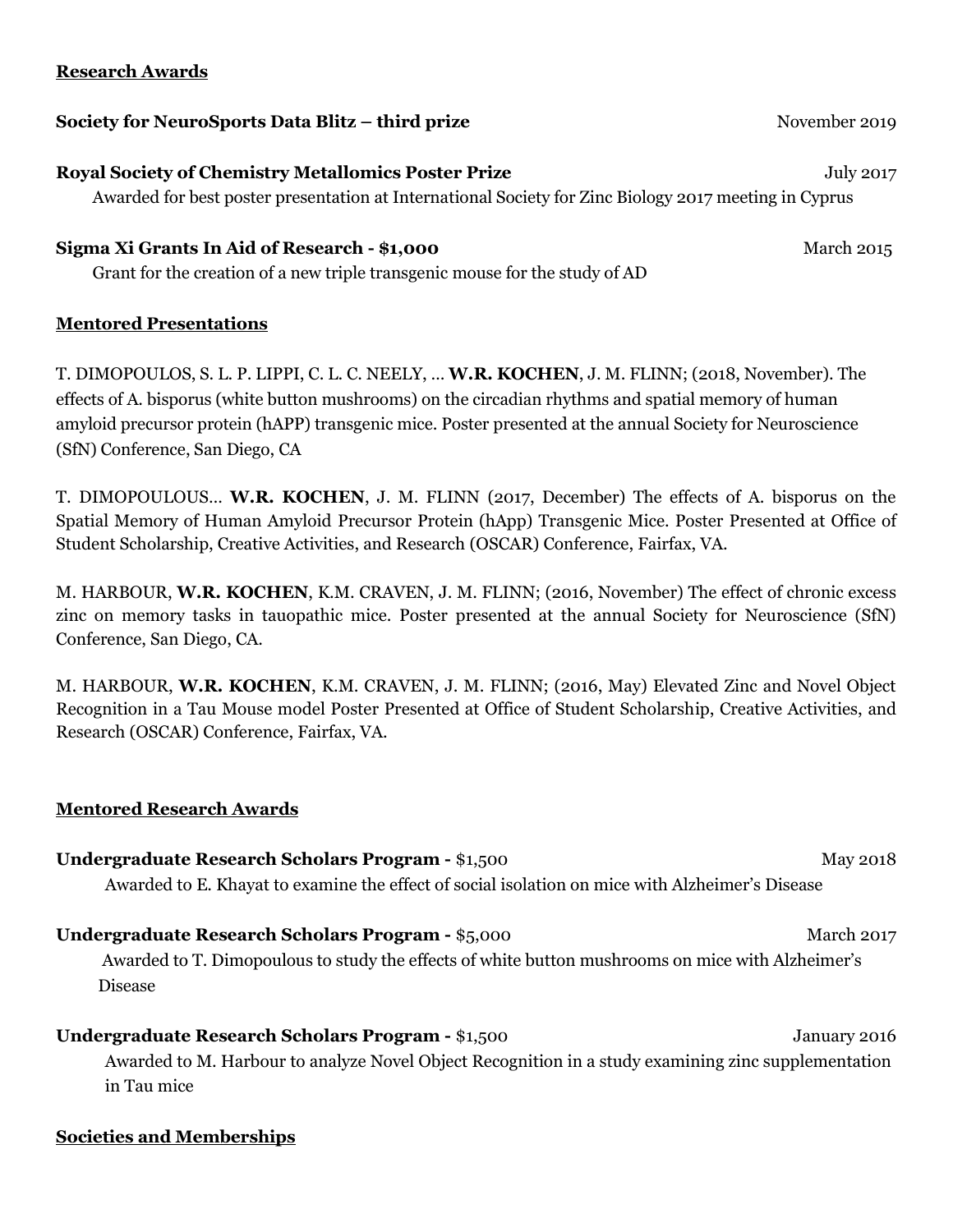## Research Awards

**Society for NeuroSports Data Blitz – third prize** November 2019

**Royal Society of Chemistry Metallomics Poster Prize** July 2017

Awarded for best poster presentation at International Society for Zinc Biology 2017 meeting in Cyprus

**Sigma Xi Grants In Aid of Research - $1,000** March 2015

Grant for the creation of a new triple transgenic mouse for the study of AD

## Mentored Presentations

T. DIMOPOULOS, S. L. P. LIPPI, C. L. C. NEELY, ... **W.R. KOCHEN**, J. M. FLINN; (2018, November). The effects of A. bisporus (white button mushrooms) on the circadian rhythms and spatial memory of human amyloid precursor protein (hAPP) transgenic mice. Poster presented at the annual Society for Neuroscience (SfN) Conference, San Diego, CA

T. DIMOPOULOUS... **W.R. KOCHEN**, J. M. FLINN (2017, December) The effects of A. bisporus on the Spatial Memory of Human Amyloid Precursor Protein (hApp) Transgenic Mice. Poster Presented at Office of Student Scholarship, Creative Activities, and Research (OSCAR) Conference, Fairfax, VA.

M. HARBOUR, **W.R. KOCHEN**, K.M. CRAVEN, J. M. FLINN; (2016, November) The effect of chronic excess zinc on memory tasks in tauopathic mice. Poster presented at the annual Society for Neuroscience (SfN) Conference, San Diego, CA.

M. HARBOUR, **W.R. KOCHEN**, K.M. CRAVEN, J. M. FLINN; (2016, May) Elevated Zinc and Novel Object Recognition in a Tau Mouse model Poster Presented at Office of Student Scholarship, Creative Activities, and Research (OSCAR) Conference, Fairfax, VA.

## Mentored Research Awards

**Undergraduate Research Scholars Program -** $1,500 May 2018

Awarded to E. Khayat to examine the effect of social isolation on mice with Alzheimer's Disease

**Undergraduate Research Scholars Program -** $5,000 March 2017

Awarded to T. Dimopoulous to study the effects of white button mushrooms on mice with Alzheimer's Disease

**Undergraduate Research Scholars Program -** $1,500 January 2016

Awarded to M. Harbour to analyze Novel Object Recognition in a study examining zinc supplementation in Tau mice

## Societies and Memberships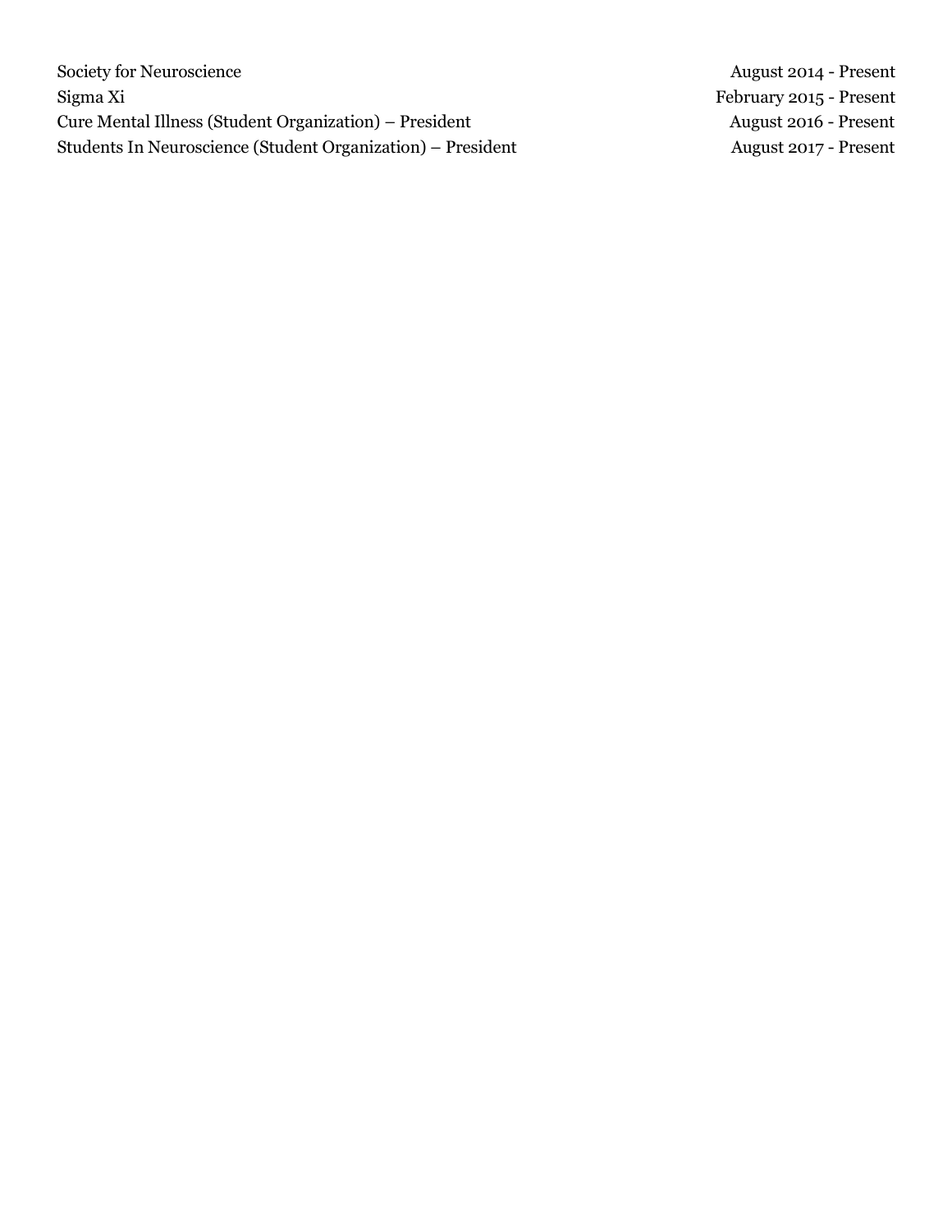Society for Neuroscience August 2014 - Present
Sigma Xi February 2015 - Present
Cure Mental Illness (Student Organization) – President August 2016 - Present
Students In Neuroscience (Student Organization) – President August 2017 - Present